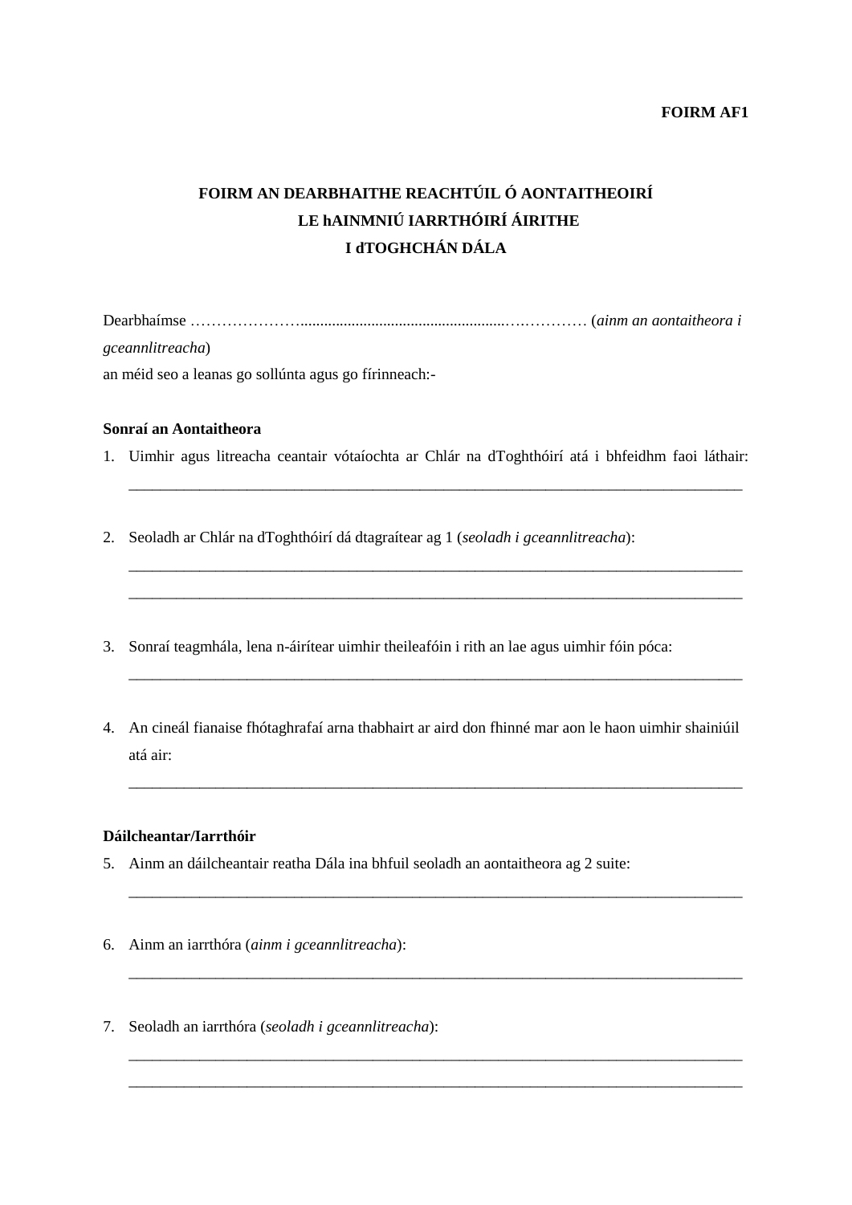**FOIRM AF1**

**FOIRM AN DEARBHAITHE REACHTÚIL Ó AONTAITHEOIRÍ LE hAINMNIÚ IARRTHÓIRÍ ÁIRITHE I dTOGHCHÁN DÁLA**

Dearbhaímse …………………..................................................…………… (*ainm an aontaitheora i gceannlitreacha*)
an méid seo a leanas go sollúnta agus go fírinneach:-

**Sonraí an Aontaitheora**

1. Uimhir agus litreacha ceantair vótaíochta ar Chlár na dToghthóirí atá i bhfeidhm faoi láthair:
   ______________________________________________________________________________

2. Seoladh ar Chlár na dToghthóirí dá dtagraítear ag 1 (*seoladh i gceannlitreacha*):
   ______________________________________________________________________________
   ______________________________________________________________________________

3. Sonraí teagmhála, lena n-áirítear uimhir theileafóin i rith an lae agus uimhir fóin póca:
   ______________________________________________________________________________

4. An cineál fianaise fhótaghrafaí arna thabhairt ar aird don fhinné mar aon le haon uimhir shainiúil atá air:
   ______________________________________________________________________________

**Dáilcheantar/Iarrthóir**

5. Ainm an dáilcheantair reatha Dála ina bhfuil seoladh an aontaitheora ag 2 suite:
   ______________________________________________________________________________

6. Ainm an iarrthóra (*ainm i gceannlitreacha*):
   ______________________________________________________________________________

7. Seoladh an iarrthóra (*seoladh i gceannlitreacha*):
   ______________________________________________________________________________
   ______________________________________________________________________________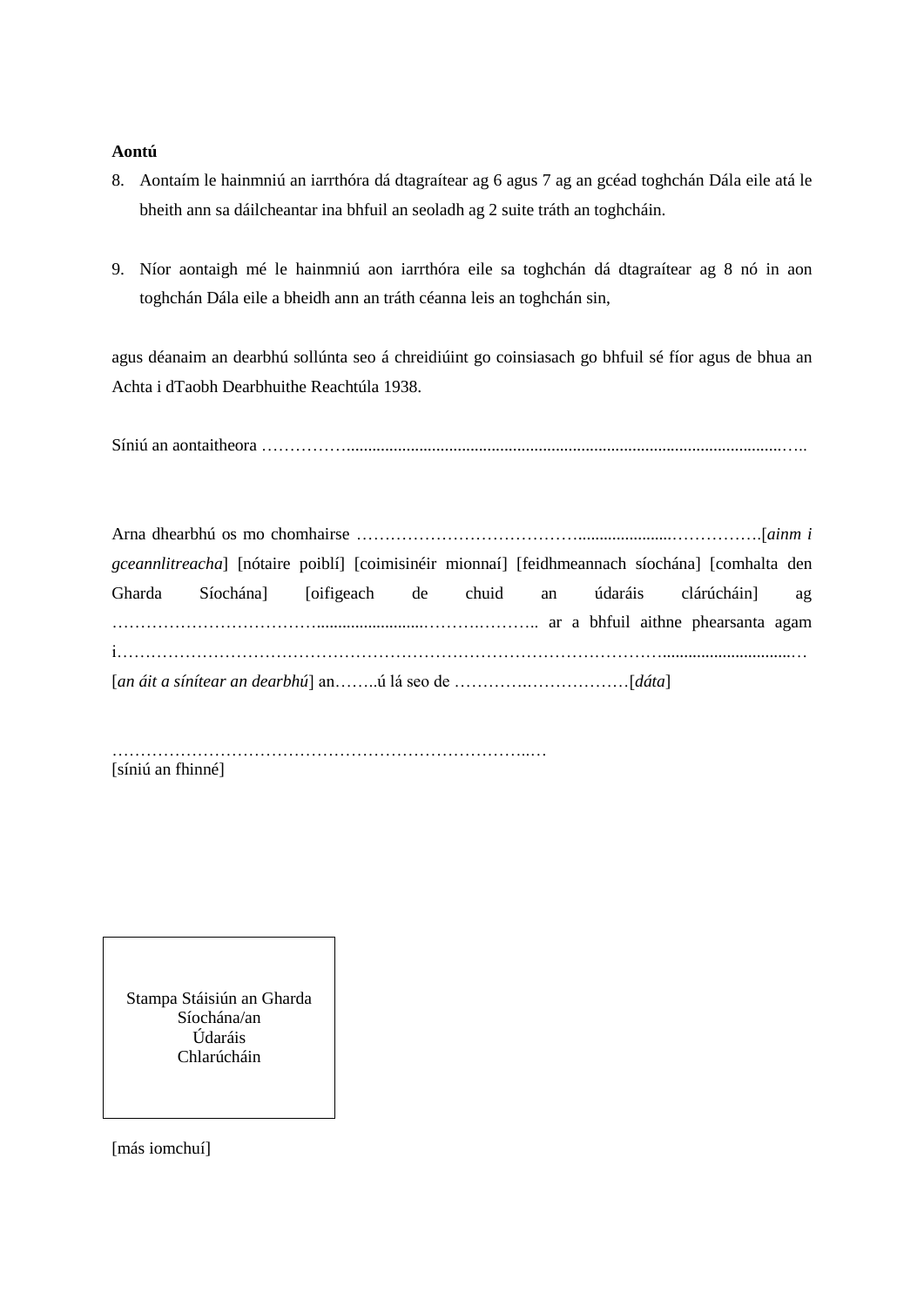**Aontú**

8. Aontaím le hainmniú an iarrthóra dá dtagraítear ag 6 agus 7 ag an gcéad toghchán Dála eile atá le bheith ann sa dáilcheantar ina bhfuil an seoladh ag 2 suite tráth an toghcháin.

9. Níor aontaigh mé le hainmniú aon iarrthóra eile sa toghchán dá dtagraítear ag 8 nó in aon toghchán Dála eile a bheidh ann an tráth céanna leis an toghchán sin,

agus déanaim an dearbhú sollúnta seo á chreidiúint go coinsiasach go bhfuil sé fíor agus de bhua an Achta i dTaobh Dearbhuithe Reachtúla 1938.

Síniú an aontaitheora ……………........................................................................................................…..

Arna dhearbhú os mo chomhairse …………………………………......................…………….[*ainm i gceannlitreacha*] [nótaire poiblí] [coimisinéir mionnaí] [feidhmeannach síochána] [comhalta den Gharda Síochána] [oifigeach de chuid an údaráis clárúcháin] ag ……………………………….........................………..……….. ar a bhfuil aithne phearsanta agam i………………………………………………………………………………………..............................… [*an áit a sínítear an dearbhú*] an……..ú lá seo de ………….………………[*dáta*]

………………………………………………………………..…
[síniú an fhinné]

Stampa Stáisiún an Gharda Síochána/an Údaráis Chlarúcháin

[más iomchuí]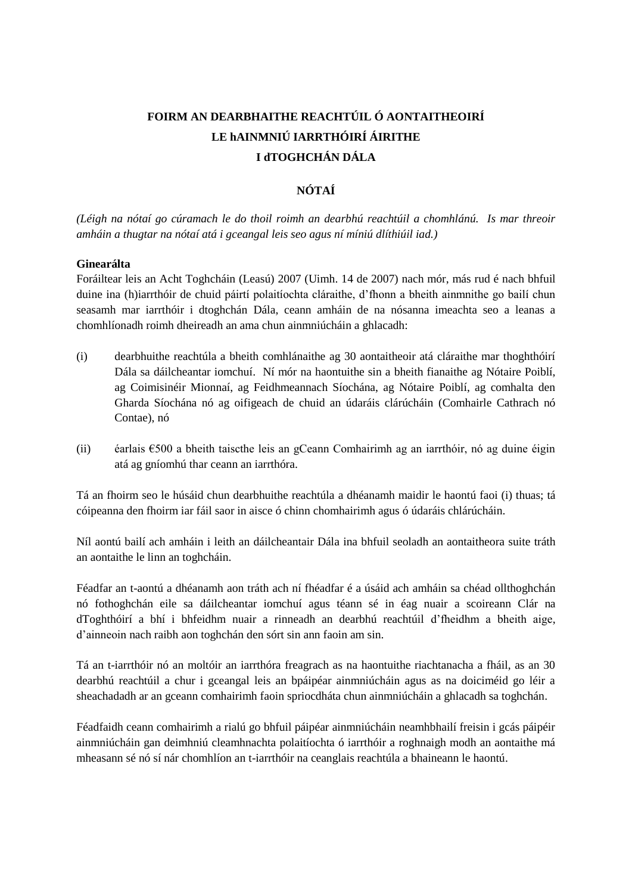**FOIRM AN DEARBHAITHE REACHTÚIL Ó AONTAITHEOIRÍ**
**LE hAINMNIÚ IARRTHÓIRÍ ÁIRITHE**
**I dTOGHCHÁN DÁLA**

**NÓTAÍ**

*(Léigh na nótaí go cúramach le do thoil roimh an dearbhú reachtúil a chomhlánú. Is mar threoir amháin a thugtar na nótaí atá i gceangal leis seo agus ní míniú dlíthiúil iad.)*

**Ginearálta**

Foráiltear leis an Acht Toghcháin (Leasú) 2007 (Uimh. 14 de 2007) nach mór, más rud é nach bhfuil duine ina (h)iarrthóir de chuid páirtí polaitíochta cláraithe, d'fhonn a bheith ainmnithe go bailí chun seasamh mar iarrthóir i dtoghchán Dála, ceann amháin de na nósanna imeachta seo a leanas a chomhlíonadh roimh dheireadh an ama chun ainmniúcháin a ghlacadh:

(i) dearbhuithe reachtúla a bheith comhlánaithe ag 30 aontaitheoir atá cláraithe mar thoghthóirí Dála sa dáilcheantar iomchuí. Ní mór na haontuithe sin a bheith fianaithe ag Nótaire Poiblí, ag Coimisinéir Mionnaí, ag Feidhmeannach Síochána, ag Nótaire Poiblí, ag comhalta den Gharda Síochána nó ag oifigeach de chuid an údaráis clárúcháin (Comhairle Cathrach nó Contae), nó

(ii) éarlais €500 a bheith taiscthe leis an gCeann Comhairimh ag an iarrthóir, nó ag duine éigin atá ag gníomhú thar ceann an iarrthóra.

Tá an fhoirm seo le húsáid chun dearbhuithe reachtúla a dhéanamh maidir le haontú faoi (i) thuas; tá cóipeanna den fhoirm iar fáil saor in aisce ó chinn chomhairimh agus ó údaráis chlárúcháin.

Níl aontú bailí ach amháin i leith an dáilcheantair Dála ina bhfuil seoladh an aontaitheora suite tráth an aontaithe le linn an toghcháin.

Féadfar an t-aontú a dhéanamh aon tráth ach ní fhéadfar é a úsáid ach amháin sa chéad olltoghchán nó fothoghchán eile sa dáilcheantar iomchuí agus téann sé in éag nuair a scoireann Clár na dToghthóirí a bhí i bhfeidhm nuair a rinneadh an dearbhú reachtúil d'fheidhm a bheith aige, d'ainneoin nach raibh aon toghchán den sórt sin ann faoin am sin.

Tá an t-iarrthóir nó an moltóir an iarrthóra freagrach as na haontuithe riachtanacha a fháil, as an 30 dearbhú reachtúil a chur i gceangal leis an bpáipéar ainmniúcháin agus as na doiciméid go léir a sheachadadh ar an gceann comhairimh faoin spriocdháta chun ainmniúcháin a ghlacadh sa toghchán.

Féadfaidh ceann comhairimh a rialú go bhfuil páipéar ainmniúcháin neamhbhailí freisin i gcás páipéir ainmniúcháin gan deimhniú cleamhnachta polaitíochta ó iarrthóir a roghnaigh modh an aontaithe má mheasann sé nó sí nár chomhlíon an t-iarrthóir na ceanglais reachtúla a bhaineann le haontú.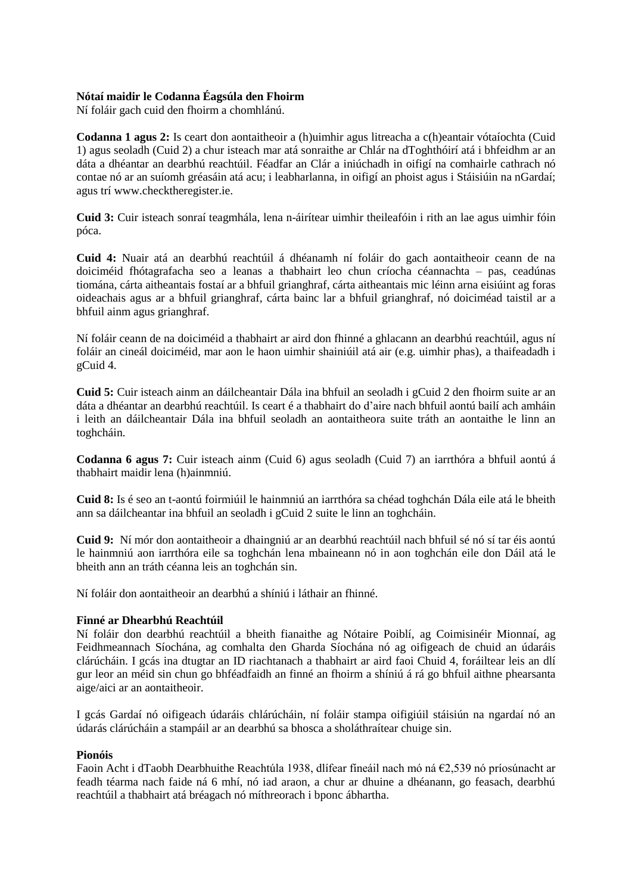**Nótaí maidir le Codanna Éagsúla den Fhoirm**
Ní foláir gach cuid den fhoirm a chomhlánú.

**Codanna 1 agus 2:** Is ceart don aontaitheoir a (h)uimhir agus litreacha a c(h)eantair vótaíochta (Cuid 1) agus seoladh (Cuid 2) a chur isteach mar atá sonraithe ar Chlár na dToghthóirí atá i bhfeidhm ar an dáta a dhéantar an dearbhú reachtúil. Féadfar an Clár a iniúchadh in oifigí na comhairle cathrach nó contae nó ar an suíomh gréasáin atá acu; i leabharlanna, in oifigí an phoist agus i Stáisiúin na nGardaí; agus trí www.checktheregister.ie.

**Cuid 3:** Cuir isteach sonraí teagmhála, lena n-áirítear uimhir theileafóin i rith an lae agus uimhir fóin póca.

**Cuid 4:** Nuair atá an dearbhú reachtúil á dhéanamh ní foláir do gach aontaitheoir ceann de na doiciméid fhótagrafacha seo a leanas a thabhairt leo chun críocha céannachta – pas, ceadúnas tiomána, cárta aitheantais fostaí ar a bhfuil grianghraf, cárta aitheantais mic léinn arna eisiúint ag foras oideachais agus ar a bhfuil grianghraf, cárta bainc lar a bhfuil grianghraf, nó doiciméad taistil ar a bhfuil ainm agus grianghraf.

Ní foláir ceann de na doiciméid a thabhairt ar aird don fhinné a ghlacann an dearbhú reachtúil, agus ní foláir an cineál doiciméid, mar aon le haon uimhir shainiúil atá air (e.g. uimhir phas), a thaifeadadh i gCuid 4.

**Cuid 5:** Cuir isteach ainm an dáilcheantair Dála ina bhfuil an seoladh i gCuid 2 den fhoirm suite ar an dáta a dhéantar an dearbhú reachtúil. Is ceart é a thabhairt do d'aire nach bhfuil aontú bailí ach amháin i leith an dáilcheantair Dála ina bhfuil seoladh an aontaitheora suite tráth an aontaithe le linn an toghcháin.

**Codanna 6 agus 7:** Cuir isteach ainm (Cuid 6) agus seoladh (Cuid 7) an iarrthóra a bhfuil aontú á thabhairt maidir lena (h)ainmniú.

**Cuid 8:** Is é seo an t-aontú foirmiúil le hainmniú an iarrthóra sa chéad toghchán Dála eile atá le bheith ann sa dáilcheantar ina bhfuil an seoladh i gCuid 2 suite le linn an toghcháin.

**Cuid 9:** Ní mór don aontaitheoir a dhaingniú ar an dearbhú reachtúil nach bhfuil sé nó sí tar éis aontú le hainmniú aon iarrthóra eile sa toghchán lena mbaineann nó in aon toghchán eile don Dáil atá le bheith ann an tráth céanna leis an toghchán sin.

Ní foláir don aontaitheoir an dearbhú a shíniú i láthair an fhinné.

**Finné ar Dhearbhú Reachtúil**
Ní foláir don dearbhú reachtúil a bheith fianaithe ag Nótaire Poiblí, ag Coimisinéir Mionnaí, ag Feidhmeannach Síochána, ag comhalta den Gharda Síochána nó ag oifigeach de chuid an údaráis clárúcháin. I gcás ina dtugtar an ID riachtanach a thabhairt ar aird faoi Chuid 4, foráiltear leis an dlí gur leor an méid sin chun go bhféadfaidh an finné an fhoirm a shíniú á rá go bhfuil aithne phearsanta aige/aici ar an aontaitheoir.

I gcás Gardaí nó oifigeach údaráis chlárúcháin, ní foláir stampa oifigiúil stáisiún na ngardaí nó an údarás clárúcháin a stampáil ar an dearbhú sa bhosca a sholáthraítear chuige sin.

**Pionóis**
Faoin Acht i dTaobh Dearbhuithe Reachtúla 1938, dlífear fíneáil nach mó ná €2,539 nó príosúnacht ar feadh téarma nach faide ná 6 mhí, nó iad araon, a chur ar dhuine a dhéanann, go feasach, dearbhú reachtúil a thabhairt atá bréagach nó míthreorach i bponc ábhartha.